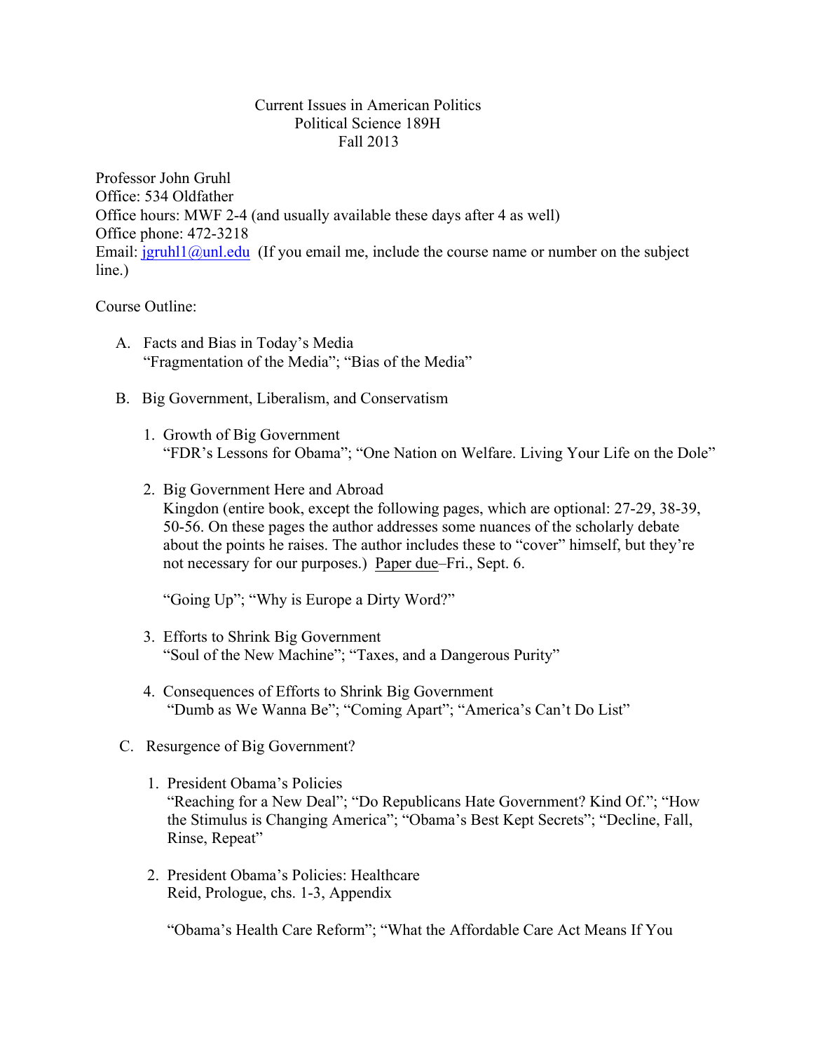# Current Issues in American Politics
## Political Science 189H
## Fall 2013

Professor John Gruhl
Office: 534 Oldfather
Office hours: MWF 2-4 (and usually available these days after 4 as well)
Office phone: 472-3218
Email: jgruhl1@unl.edu (If you email me, include the course name or number on the subject line.)

Course Outline:

A. Facts and Bias in Today's Media
   "Fragmentation of the Media"; "Bias of the Media"

B. Big Government, Liberalism, and Conservatism

   1. Growth of Big Government
      "FDR's Lessons for Obama"; "One Nation on Welfare. Living Your Life on the Dole"

   2. Big Government Here and Abroad
      Kingdon (entire book, except the following pages, which are optional: 27-29, 38-39, 50-56. On these pages the author addresses some nuances of the scholarly debate about the points he raises. The author includes these to "cover" himself, but they're not necessary for our purposes.) Paper due–Fri., Sept. 6.

      "Going Up"; "Why is Europe a Dirty Word?"

   3. Efforts to Shrink Big Government
      "Soul of the New Machine"; "Taxes, and a Dangerous Purity"

   4. Consequences of Efforts to Shrink Big Government
      "Dumb as We Wanna Be"; "Coming Apart"; "America's Can't Do List"

C. Resurgence of Big Government?

   1. President Obama's Policies
      "Reaching for a New Deal"; "Do Republicans Hate Government? Kind Of."; "How the Stimulus is Changing America"; "Obama's Best Kept Secrets"; "Decline, Fall, Rinse, Repeat"

   2. President Obama's Policies: Healthcare
      Reid, Prologue, chs. 1-3, Appendix

      "Obama's Health Care Reform"; "What the Affordable Care Act Means If You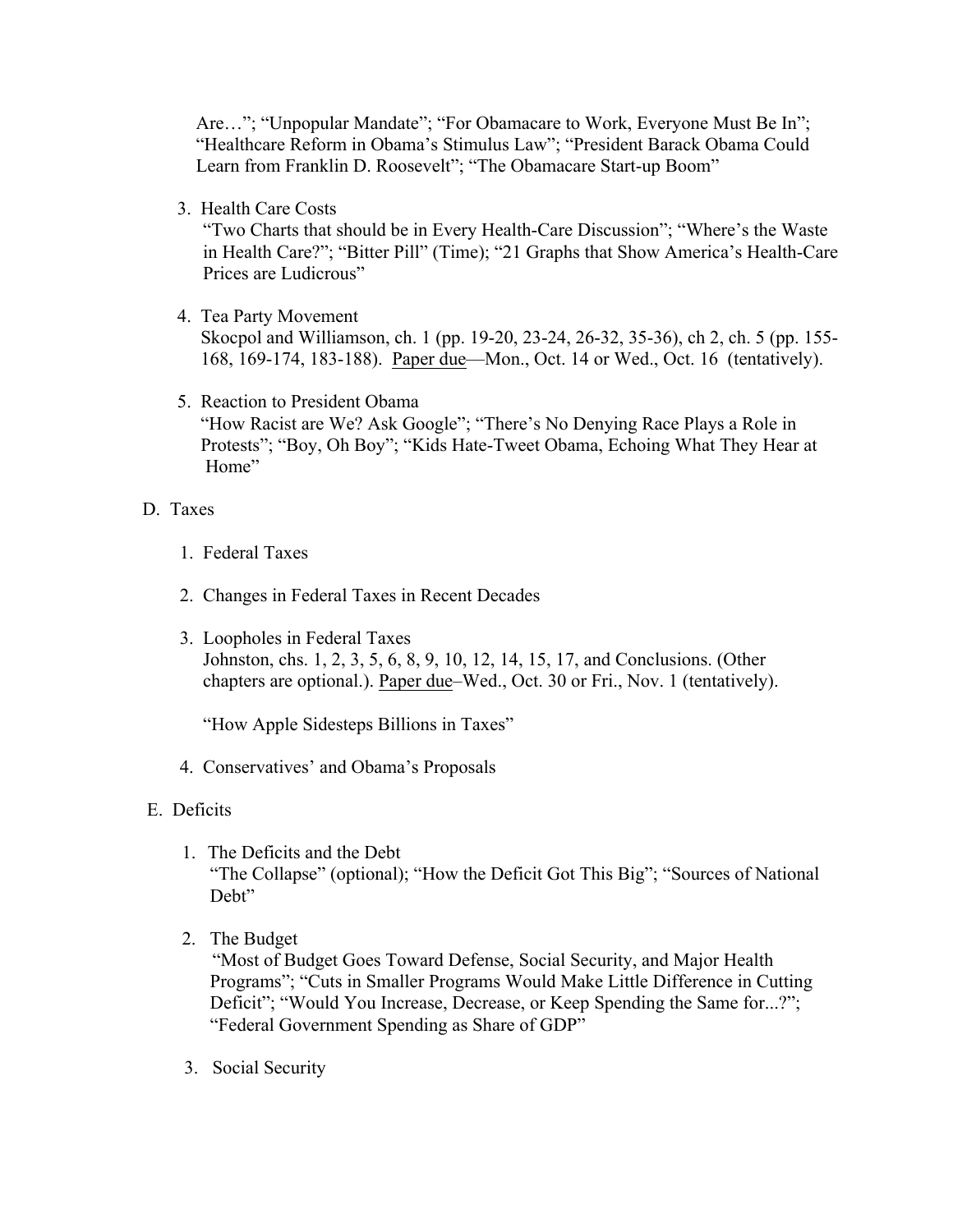Are…"; "Unpopular Mandate"; "For Obamacare to Work, Everyone Must Be In"; "Healthcare Reform in Obama's Stimulus Law"; "President Barack Obama Could Learn from Franklin D. Roosevelt"; "The Obamacare Start-up Boom"

3. Health Care Costs
   "Two Charts that should be in Every Health-Care Discussion"; "Where's the Waste in Health Care?"; "Bitter Pill" (Time); "21 Graphs that Show America's Health-Care Prices are Ludicrous"

4. Tea Party Movement
   Skocpol and Williamson, ch. 1 (pp. 19-20, 23-24, 26-32, 35-36), ch 2, ch. 5 (pp. 155-168, 169-174, 183-188). <u>Paper due</u>—Mon., Oct. 14 or Wed., Oct. 16 (tentatively).

5. Reaction to President Obama
   "How Racist are We? Ask Google"; "There's No Denying Race Plays a Role in Protests"; "Boy, Oh Boy"; "Kids Hate-Tweet Obama, Echoing What They Hear at Home"

D. Taxes

1. Federal Taxes

2. Changes in Federal Taxes in Recent Decades

3. Loopholes in Federal Taxes
   Johnston, chs. 1, 2, 3, 5, 6, 8, 9, 10, 12, 14, 15, 17, and Conclusions. (Other chapters are optional.). <u>Paper due</u>–Wed., Oct. 30 or Fri., Nov. 1 (tentatively).

   "How Apple Sidesteps Billions in Taxes"

4. Conservatives' and Obama's Proposals

E. Deficits

1. The Deficits and the Debt
   "The Collapse" (optional); "How the Deficit Got This Big"; "Sources of National Debt"

2. The Budget
   "Most of Budget Goes Toward Defense, Social Security, and Major Health Programs"; "Cuts in Smaller Programs Would Make Little Difference in Cutting Deficit"; "Would You Increase, Decrease, or Keep Spending the Same for...?"; "Federal Government Spending as Share of GDP"

3. Social Security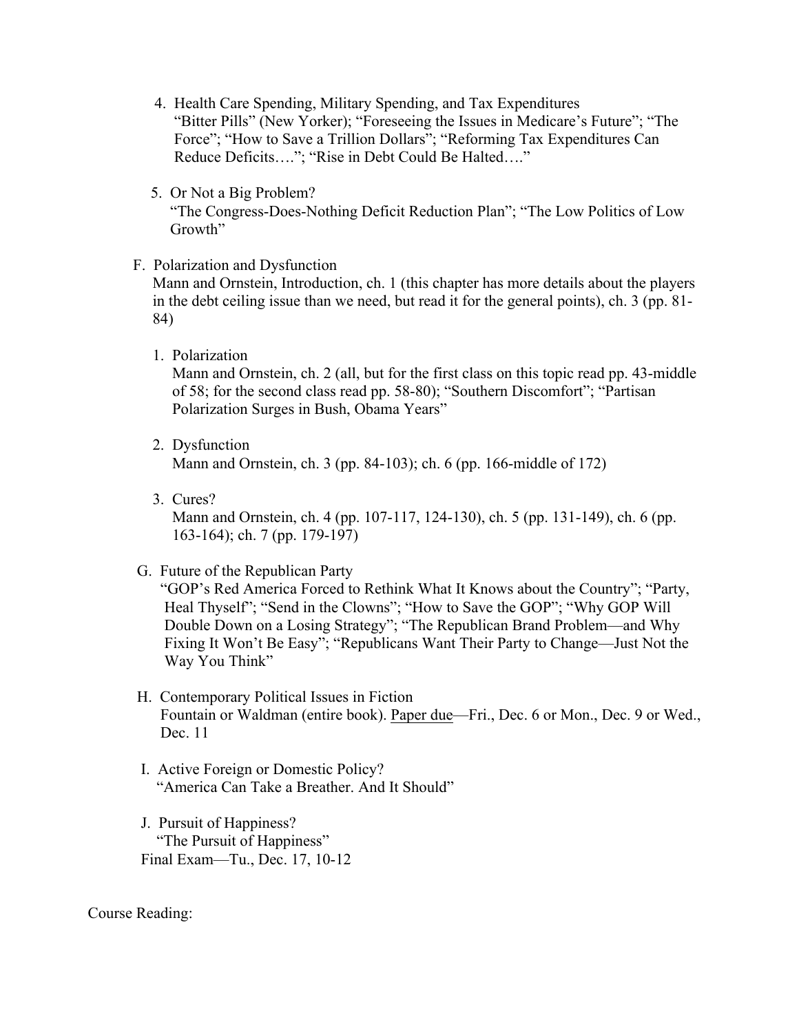4. Health Care Spending, Military Spending, and Tax Expenditures
   "Bitter Pills" (New Yorker); "Foreseeing the Issues in Medicare's Future"; "The Force"; "How to Save a Trillion Dollars"; "Reforming Tax Expenditures Can Reduce Deficits…."; "Rise in Debt Could Be Halted…."

5. Or Not a Big Problem?
   "The Congress-Does-Nothing Deficit Reduction Plan"; "The Low Politics of Low Growth"

F. Polarization and Dysfunction
   Mann and Ornstein, Introduction, ch. 1 (this chapter has more details about the players in the debt ceiling issue than we need, but read it for the general points), ch. 3 (pp. 81-84)

1. Polarization
   Mann and Ornstein, ch. 2 (all, but for the first class on this topic read pp. 43-middle of 58; for the second class read pp. 58-80); "Southern Discomfort"; "Partisan Polarization Surges in Bush, Obama Years"

2. Dysfunction
   Mann and Ornstein, ch. 3 (pp. 84-103); ch. 6 (pp. 166-middle of 172)

3. Cures?
   Mann and Ornstein, ch. 4 (pp. 107-117, 124-130), ch. 5 (pp. 131-149), ch. 6 (pp. 163-164); ch. 7 (pp. 179-197)

G. Future of the Republican Party
   "GOP's Red America Forced to Rethink What It Knows about the Country"; "Party, Heal Thyself"; "Send in the Clowns"; "How to Save the GOP"; "Why GOP Will Double Down on a Losing Strategy"; "The Republican Brand Problem—and Why Fixing It Won't Be Easy"; "Republicans Want Their Party to Change—Just Not the Way You Think"

H. Contemporary Political Issues in Fiction
   Fountain or Waldman (entire book). <u>Paper due</u>—Fri., Dec. 6 or Mon., Dec. 9 or Wed., Dec. 11

I. Active Foreign or Domestic Policy?
   "America Can Take a Breather. And It Should"

J. Pursuit of Happiness?
   "The Pursuit of Happiness"

Final Exam—Tu., Dec. 17, 10-12

Course Reading: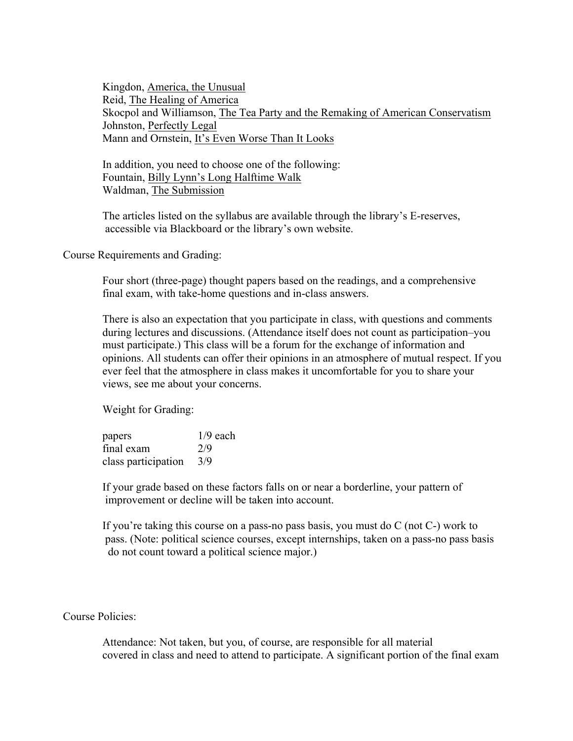Kingdon, America, the Unusual
Reid, The Healing of America
Skocpol and Williamson, The Tea Party and the Remaking of American Conservatism
Johnston, Perfectly Legal
Mann and Ornstein, It's Even Worse Than It Looks

In addition, you need to choose one of the following:
Fountain, Billy Lynn's Long Halftime Walk
Waldman, The Submission

The articles listed on the syllabus are available through the library's E-reserves, accessible via Blackboard or the library's own website.

Course Requirements and Grading:

Four short (three-page) thought papers based on the readings, and a comprehensive final exam, with take-home questions and in-class answers.

There is also an expectation that you participate in class, with questions and comments during lectures and discussions. (Attendance itself does not count as participation–you must participate.) This class will be a forum for the exchange of information and opinions. All students can offer their opinions in an atmosphere of mutual respect. If you ever feel that the atmosphere in class makes it uncomfortable for you to share your views, see me about your concerns.

Weight for Grading:

| | |
|---|---|
| papers | 1/9 each |
| final exam | 2/9 |
| class participation | 3/9 |

If your grade based on these factors falls on or near a borderline, your pattern of improvement or decline will be taken into account.

If you're taking this course on a pass-no pass basis, you must do C (not C-) work to pass. (Note: political science courses, except internships, taken on a pass-no pass basis do not count toward a political science major.)

Course Policies:

Attendance: Not taken, but you, of course, are responsible for all material covered in class and need to attend to participate. A significant portion of the final exam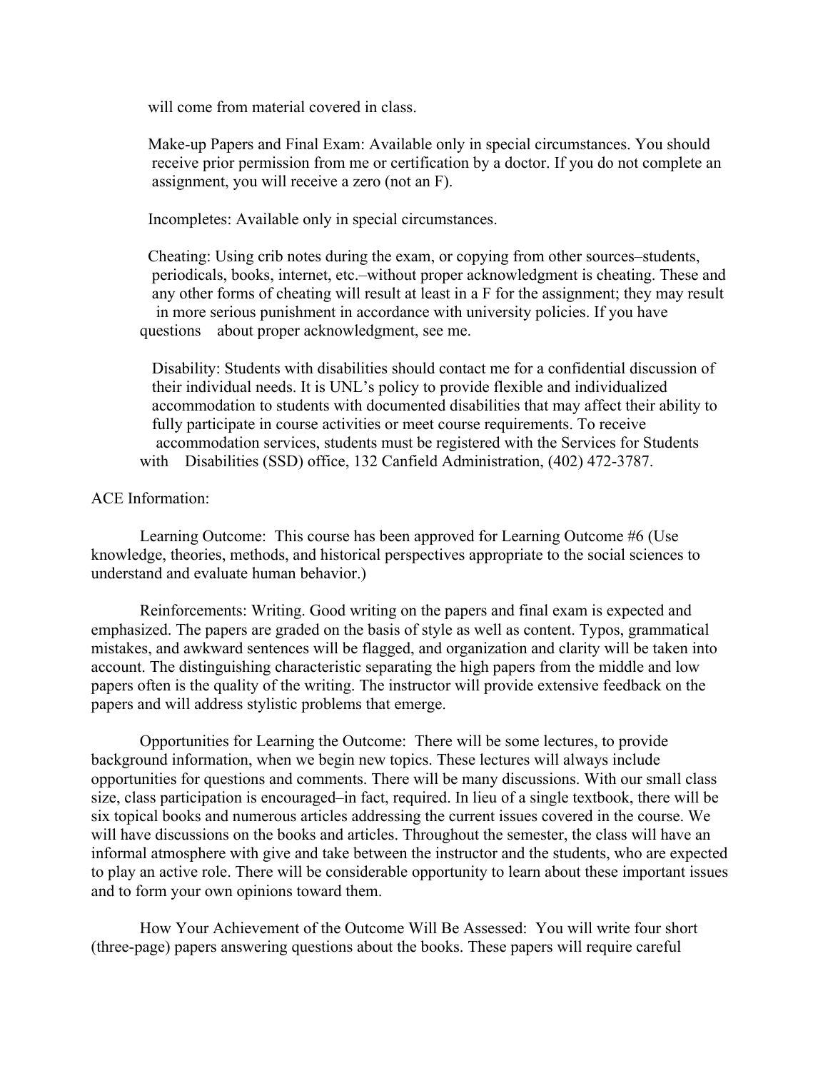will come from material covered in class.

Make-up Papers and Final Exam: Available only in special circumstances. You should receive prior permission from me or certification by a doctor. If you do not complete an assignment, you will receive a zero (not an F).

Incompletes: Available only in special circumstances.

Cheating: Using crib notes during the exam, or copying from other sources–students, periodicals, books, internet, etc.–without proper acknowledgment is cheating. These and any other forms of cheating will result at least in a F for the assignment; they may result in more serious punishment in accordance with university policies. If you have questions about proper acknowledgment, see me.

Disability: Students with disabilities should contact me for a confidential discussion of their individual needs. It is UNL's policy to provide flexible and individualized accommodation to students with documented disabilities that may affect their ability to fully participate in course activities or meet course requirements. To receive accommodation services, students must be registered with the Services for Students with Disabilities (SSD) office, 132 Canfield Administration, (402) 472-3787.

ACE Information:

Learning Outcome: This course has been approved for Learning Outcome #6 (Use knowledge, theories, methods, and historical perspectives appropriate to the social sciences to understand and evaluate human behavior.)

Reinforcements: Writing. Good writing on the papers and final exam is expected and emphasized. The papers are graded on the basis of style as well as content. Typos, grammatical mistakes, and awkward sentences will be flagged, and organization and clarity will be taken into account. The distinguishing characteristic separating the high papers from the middle and low papers often is the quality of the writing. The instructor will provide extensive feedback on the papers and will address stylistic problems that emerge.

Opportunities for Learning the Outcome: There will be some lectures, to provide background information, when we begin new topics. These lectures will always include opportunities for questions and comments. There will be many discussions. With our small class size, class participation is encouraged–in fact, required. In lieu of a single textbook, there will be six topical books and numerous articles addressing the current issues covered in the course. We will have discussions on the books and articles. Throughout the semester, the class will have an informal atmosphere with give and take between the instructor and the students, who are expected to play an active role. There will be considerable opportunity to learn about these important issues and to form your own opinions toward them.

How Your Achievement of the Outcome Will Be Assessed: You will write four short (three-page) papers answering questions about the books. These papers will require careful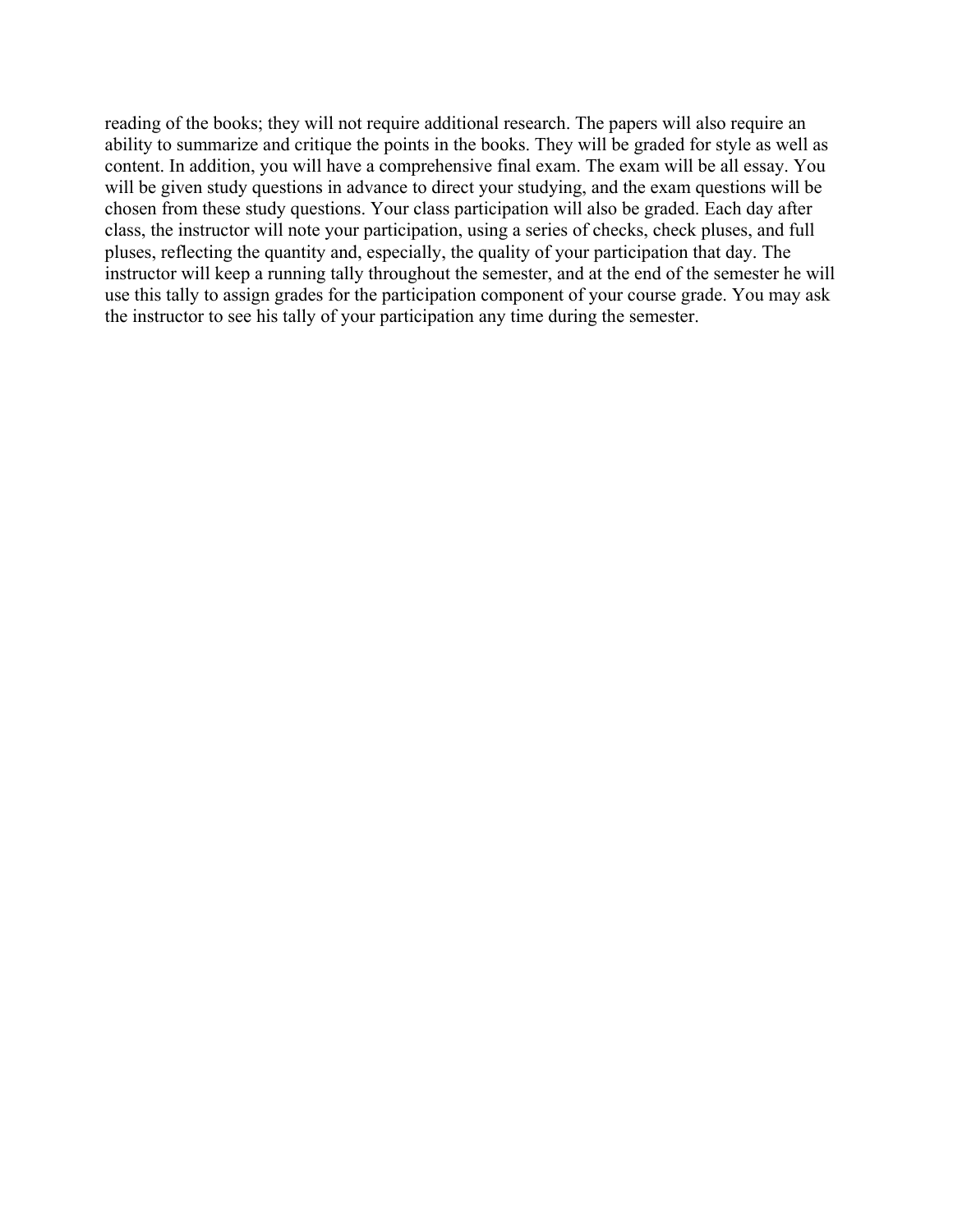reading of the books; they will not require additional research. The papers will also require an ability to summarize and critique the points in the books. They will be graded for style as well as content. In addition, you will have a comprehensive final exam. The exam will be all essay. You will be given study questions in advance to direct your studying, and the exam questions will be chosen from these study questions. Your class participation will also be graded. Each day after class, the instructor will note your participation, using a series of checks, check pluses, and full pluses, reflecting the quantity and, especially, the quality of your participation that day. The instructor will keep a running tally throughout the semester, and at the end of the semester he will use this tally to assign grades for the participation component of your course grade. You may ask the instructor to see his tally of your participation any time during the semester.